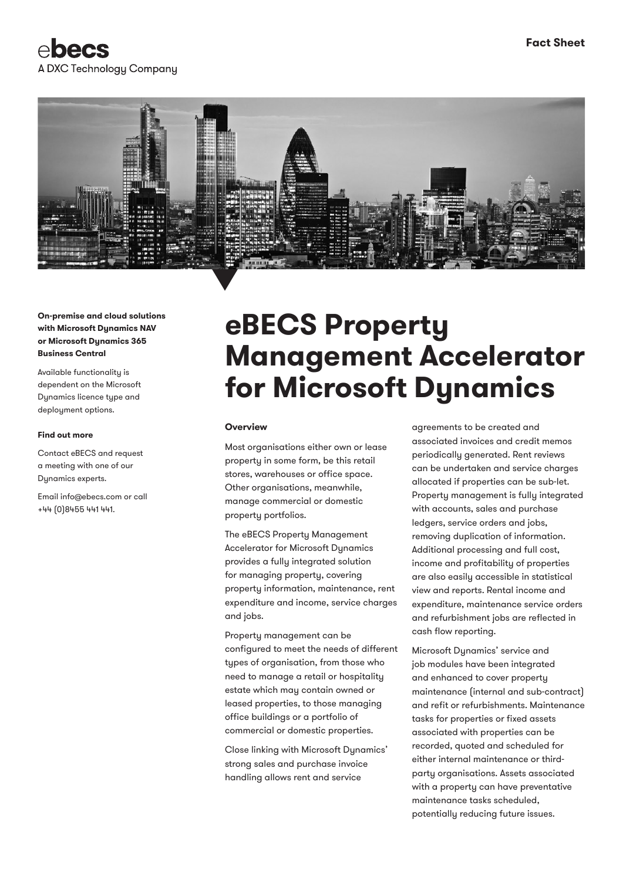ebecs
A DXC Technology Company

Fact Sheet

# eBECS Property Management Accelerator for Microsoft Dynamics

**On-premise and cloud solutions with Microsoft Dynamics NAV or Microsoft Dynamics 365 Business Central**

Available functionality is dependent on the Microsoft Dynamics licence type and deployment options.

**Find out more**

Contact eBECS and request a meeting with one of our Dynamics experts.

Email info@ebecs.com or call +44 (0)8455 441 441.

**Overview**

Most organisations either own or lease property in some form, be this retail stores, warehouses or office space. Other organisations, meanwhile, manage commercial or domestic property portfolios.

The eBECS Property Management Accelerator for Microsoft Dynamics provides a fully integrated solution for managing property, covering property information, maintenance, rent expenditure and income, service charges and jobs.

Property management can be configured to meet the needs of different types of organisation, from those who need to manage a retail or hospitality estate which may contain owned or leased properties, to those managing office buildings or a portfolio of commercial or domestic properties.

Close linking with Microsoft Dynamics' strong sales and purchase invoice handling allows rent and service agreements to be created and associated invoices and credit memos periodically generated. Rent reviews can be undertaken and service charges allocated if properties can be sub-let. Property management is fully integrated with accounts, sales and purchase ledgers, service orders and jobs, removing duplication of information. Additional processing and full cost, income and profitability of properties are also easily accessible in statistical view and reports. Rental income and expenditure, maintenance service orders and refurbishment jobs are reflected in cash flow reporting.

Microsoft Dynamics' service and job modules have been integrated and enhanced to cover property maintenance (internal and sub-contract) and refit or refurbishments. Maintenance tasks for properties or fixed assets associated with properties can be recorded, quoted and scheduled for either internal maintenance or third-party organisations. Assets associated with a property can have preventative maintenance tasks scheduled, potentially reducing future issues.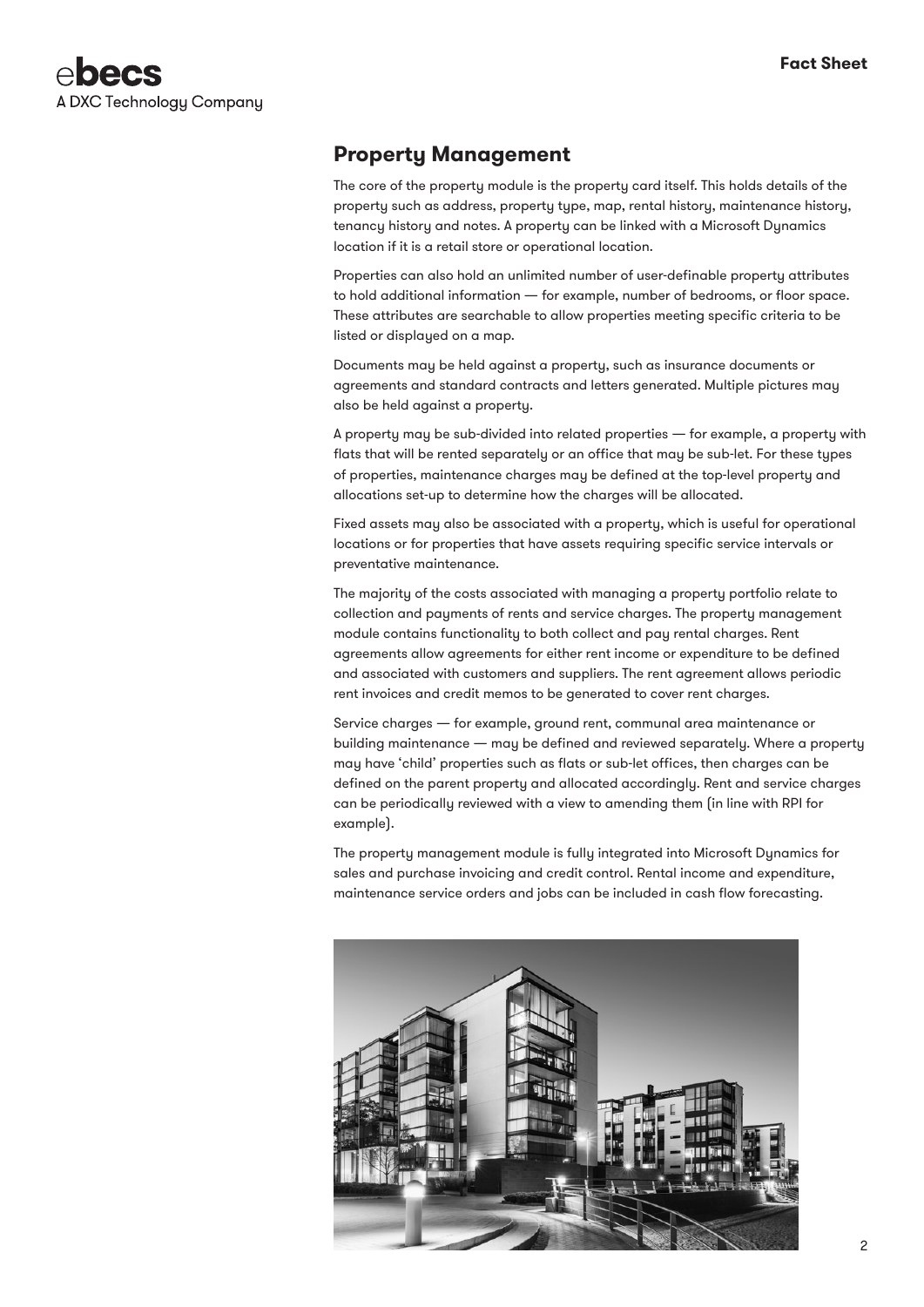## Property Management

The core of the property module is the property card itself. This holds details of the property such as address, property type, map, rental history, maintenance history, tenancy history and notes. A property can be linked with a Microsoft Dynamics location if it is a retail store or operational location.

Properties can also hold an unlimited number of user-definable property attributes to hold additional information — for example, number of bedrooms, or floor space. These attributes are searchable to allow properties meeting specific criteria to be listed or displayed on a map.

Documents may be held against a property, such as insurance documents or agreements and standard contracts and letters generated. Multiple pictures may also be held against a property.

A property may be sub-divided into related properties — for example, a property with flats that will be rented separately or an office that may be sub-let. For these types of properties, maintenance charges may be defined at the top-level property and allocations set-up to determine how the charges will be allocated.

Fixed assets may also be associated with a property, which is useful for operational locations or for properties that have assets requiring specific service intervals or preventative maintenance.

The majority of the costs associated with managing a property portfolio relate to collection and payments of rents and service charges. The property management module contains functionality to both collect and pay rental charges. Rent agreements allow agreements for either rent income or expenditure to be defined and associated with customers and suppliers. The rent agreement allows periodic rent invoices and credit memos to be generated to cover rent charges.

Service charges — for example, ground rent, communal area maintenance or building maintenance — may be defined and reviewed separately. Where a property may have 'child' properties such as flats or sub-let offices, then charges can be defined on the parent property and allocated accordingly. Rent and service charges can be periodically reviewed with a view to amending them (in line with RPI for example).

The property management module is fully integrated into Microsoft Dynamics for sales and purchase invoicing and credit control. Rental income and expenditure, maintenance service orders and jobs can be included in cash flow forecasting.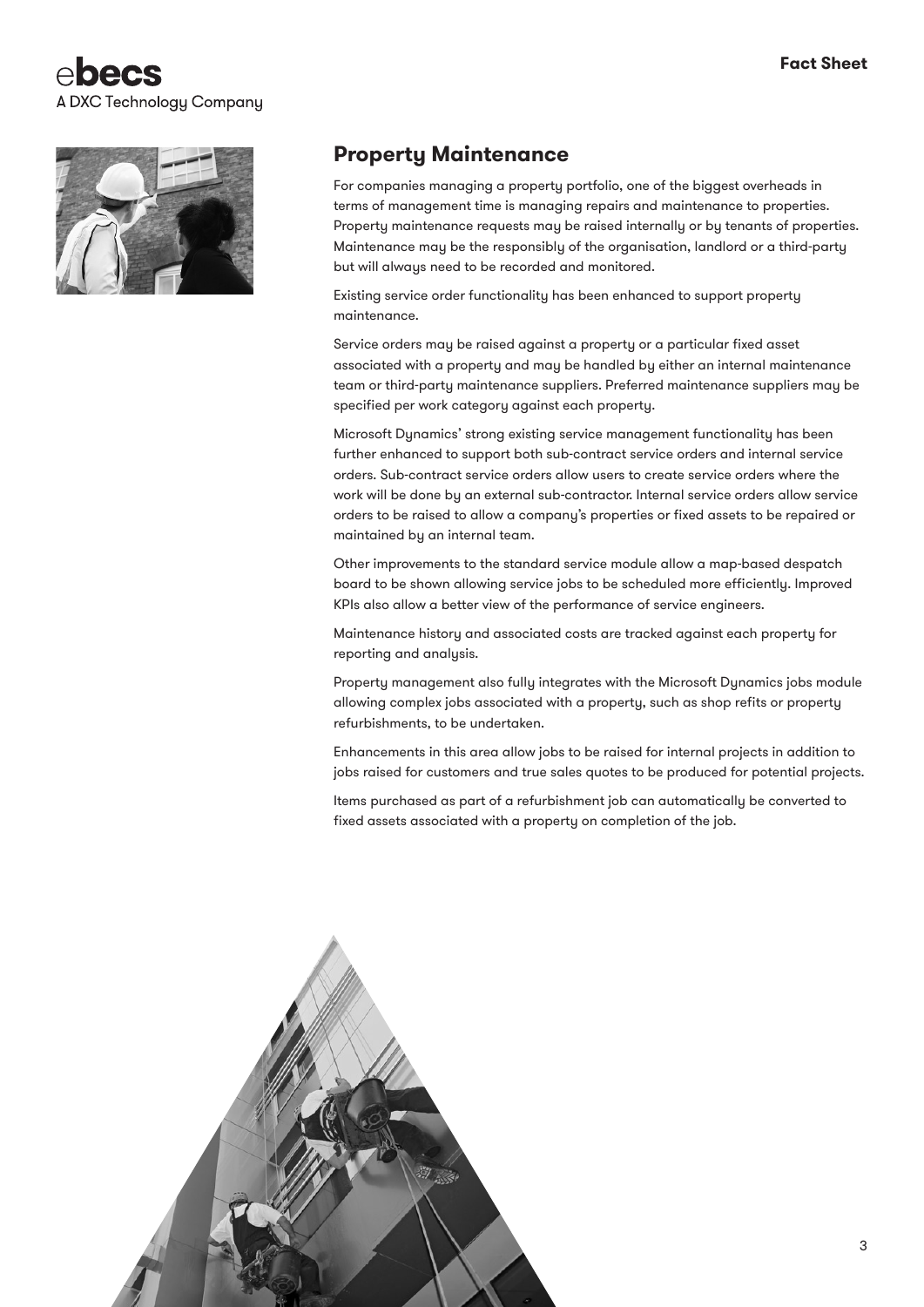## Property Maintenance

For companies managing a property portfolio, one of the biggest overheads in terms of management time is managing repairs and maintenance to properties. Property maintenance requests may be raised internally or by tenants of properties. Maintenance may be the responsibly of the organisation, landlord or a third-party but will always need to be recorded and monitored.

Existing service order functionality has been enhanced to support property maintenance.

Service orders may be raised against a property or a particular fixed asset associated with a property and may be handled by either an internal maintenance team or third-party maintenance suppliers. Preferred maintenance suppliers may be specified per work category against each property.

Microsoft Dynamics' strong existing service management functionality has been further enhanced to support both sub-contract service orders and internal service orders. Sub-contract service orders allow users to create service orders where the work will be done by an external sub-contractor. Internal service orders allow service orders to be raised to allow a company's properties or fixed assets to be repaired or maintained by an internal team.

Other improvements to the standard service module allow a map-based despatch board to be shown allowing service jobs to be scheduled more efficiently. Improved KPIs also allow a better view of the performance of service engineers.

Maintenance history and associated costs are tracked against each property for reporting and analysis.

Property management also fully integrates with the Microsoft Dynamics jobs module allowing complex jobs associated with a property, such as shop refits or property refurbishments, to be undertaken.

Enhancements in this area allow jobs to be raised for internal projects in addition to jobs raised for customers and true sales quotes to be produced for potential projects.

Items purchased as part of a refurbishment job can automatically be converted to fixed assets associated with a property on completion of the job.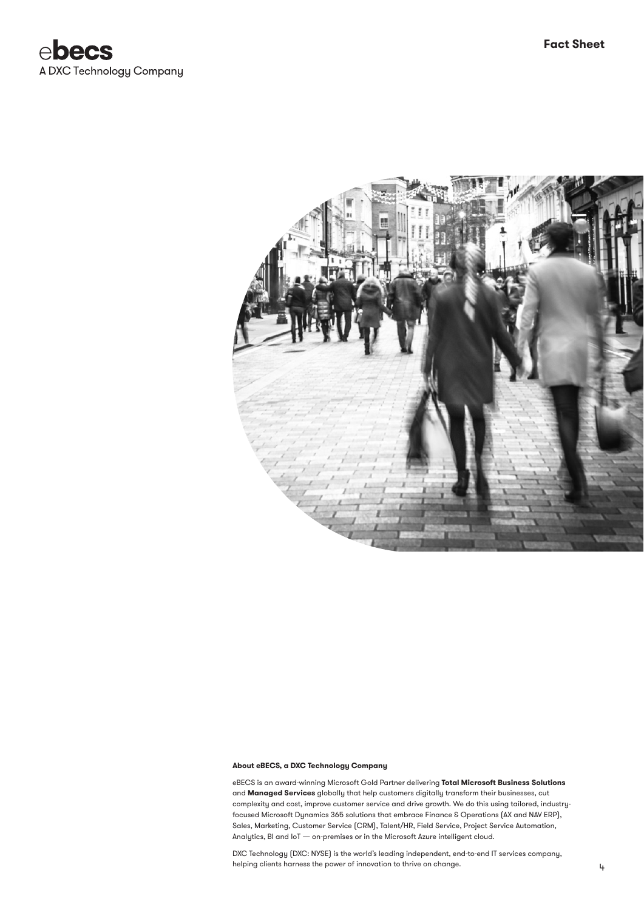**About eBECS, a DXC Technology Company**

eBECS is an award-winning Microsoft Gold Partner delivering **Total Microsoft Business Solutions** and **Managed Services** globally that help customers digitally transform their businesses, cut complexity and cost, improve customer service and drive growth. We do this using tailored, industry-focused Microsoft Dynamics 365 solutions that embrace Finance & Operations (AX and NAV ERP), Sales, Marketing, Customer Service (CRM), Talent/HR, Field Service, Project Service Automation, Analytics, BI and IoT — on-premises or in the Microsoft Azure intelligent cloud.

DXC Technology (DXC: NYSE) is the world's leading independent, end-to-end IT services company, helping clients harness the power of innovation to thrive on change.